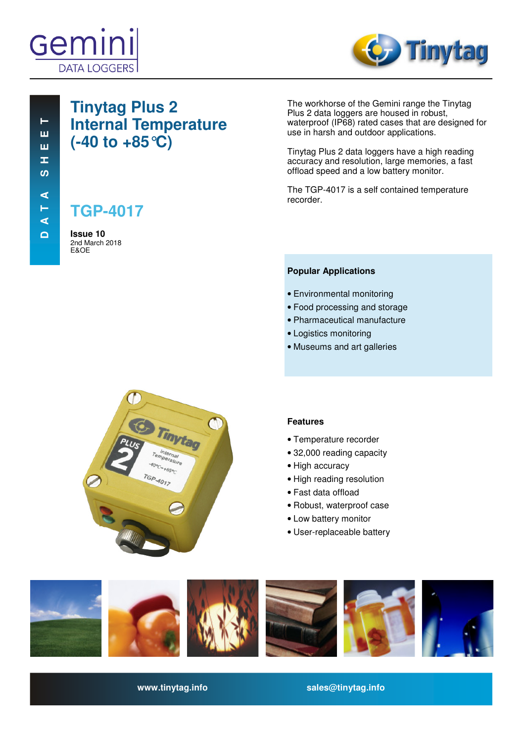Gemini DATA LOGGERS

Tinytag

DATA SHEET

# Tinytag Plus 2 Internal Temperature (-40 to +85 °C)

## TGP-4017

**Issue 10**
2nd March 2018
E&OE

The workhorse of the Gemini range the Tinytag Plus 2 data loggers are housed in robust, waterproof (IP68) rated cases that are designed for use in harsh and outdoor applications.

Tinytag Plus 2 data loggers have a high reading accuracy and resolution, large memories, a fast offload speed and a low battery monitor.

The TGP-4017 is a self contained temperature recorder.

### Popular Applications

- Environmental monitoring
- Food processing and storage
- Pharmaceutical manufacture
- Logistics monitoring
- Museums and art galleries

### Features

- Temperature recorder
- 32,000 reading capacity
- High accuracy
- High reading resolution
- Fast data offload
- Robust, waterproof case
- Low battery monitor
- User-replaceable battery

www.tinytag.info sales@tinytag.info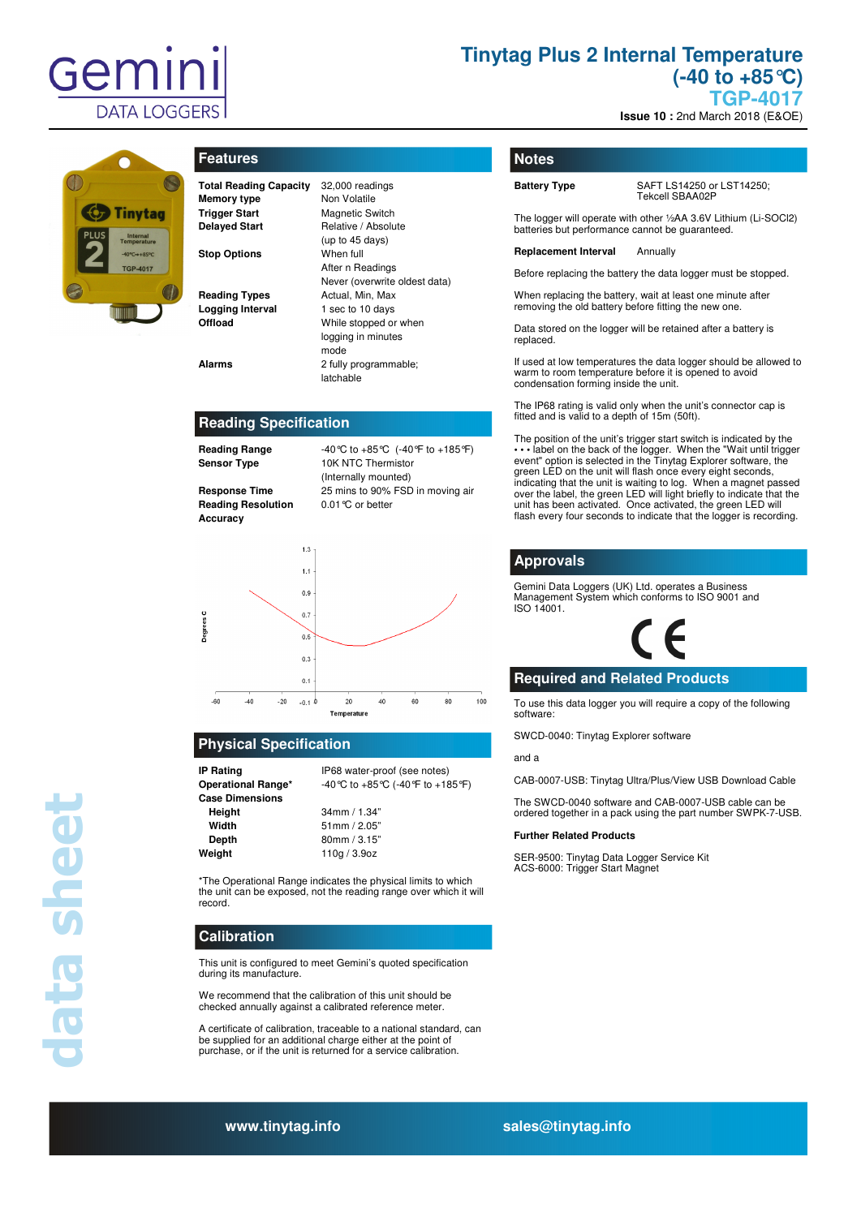# Tinytag Plus 2 Internal Temperature (-40 to +85°C)

## TGP-4017

**Issue 10 :** 2nd March 2018 (E&OE)

## Features

| | |
|---|---|
| **Total Reading Capacity** | 32,000 readings |
| **Memory type** | Non Volatile |
| **Trigger Start** | Magnetic Switch |
| **Delayed Start** | Relative / Absolute (up to 45 days) |
| **Stop Options** | When full<br>After n Readings<br>Never (overwrite oldest data) |
| **Reading Types** | Actual, Min, Max |
| **Logging Interval** | 1 sec to 10 days |
| **Offload** | While stopped or when logging in minutes mode |
| **Alarms** | 2 fully programmable; latchable |

## Reading Specification

| | |
|---|---|
| **Reading Range** | -40°C to +85°C (-40°F to +185°F) |
| **Sensor Type** | 10K NTC Thermistor (Internally mounted) |
| **Response Time** | 25 mins to 90% FSD in moving air |
| **Reading Resolution** | 0.01°C or better |
| **Accuracy** | |

Degrees C
1.3
1.1
0.9
0.7
0.5
0.3
0.1
-0.1
-60 -40 -20 0 20 40 60 80 100
Temperature

## Physical Specification

| | |
|---|---|
| **IP Rating** | IP68 water-proof (see notes) |
| **Operational Range*** | -40°C to +85°C (-40°F to +185°F) |
| **Case Dimensions** | |
| **Height** | 34mm / 1.34" |
| **Width** | 51mm / 2.05" |
| **Depth** | 80mm / 3.15" |
| **Weight** | 110g / 3.9oz |

*The Operational Range indicates the physical limits to which the unit can be exposed, not the reading range over which it will record.

## Calibration

This unit is configured to meet Gemini's quoted specification during its manufacture.

We recommend that the calibration of this unit should be checked annually against a calibrated reference meter.

A certificate of calibration, traceable to a national standard, can be supplied for an additional charge either at the point of purchase, or if the unit is returned for a service calibration.

## Notes

| | |
|---|---|
| **Battery Type** | SAFT LS14250 or LST14250; Tekcell SBAA02P |

The logger will operate with other ½AA 3.6V Lithium (Li-SOCl2) batteries but performance cannot be guaranteed.

| | |
|---|---|
| **Replacement Interval** | Annually |

Before replacing the battery the data logger must be stopped.

When replacing the battery, wait at least one minute after removing the old battery before fitting the new one.

Data stored on the logger will be retained after a battery is replaced.

If used at low temperatures the data logger should be allowed to warm to room temperature before it is opened to avoid condensation forming inside the unit.

The IP68 rating is valid only when the unit's connector cap is fitted and is valid to a depth of 15m (50ft).

The position of the unit's trigger start switch is indicated by the • • • label on the back of the logger. When the "Wait until trigger event" option is selected in the Tinytag Explorer software, the green LED on the unit will flash once every eight seconds, indicating that the unit is waiting to log. When a magnet passed over the label, the green LED will light briefly to indicate that the unit has been activated. Once activated, the green LED will flash every four seconds to indicate that the logger is recording.

## Approvals

Gemini Data Loggers (UK) Ltd. operates a Business Management System which conforms to ISO 9001 and ISO 14001.

CE

## Required and Related Products

To use this data logger you will require a copy of the following software:

SWCD-0040: Tinytag Explorer software

and a

CAB-0007-USB: Tinytag Ultra/Plus/View USB Download Cable

The SWCD-0040 software and CAB-0007-USB cable can be ordered together in a pack using the part number SWPK-7-USB.

**Further Related Products**

SER-9500: Tinytag Data Logger Service Kit
ACS-6000: Trigger Start Magnet

www.tinytag.info    sales@tinytag.info